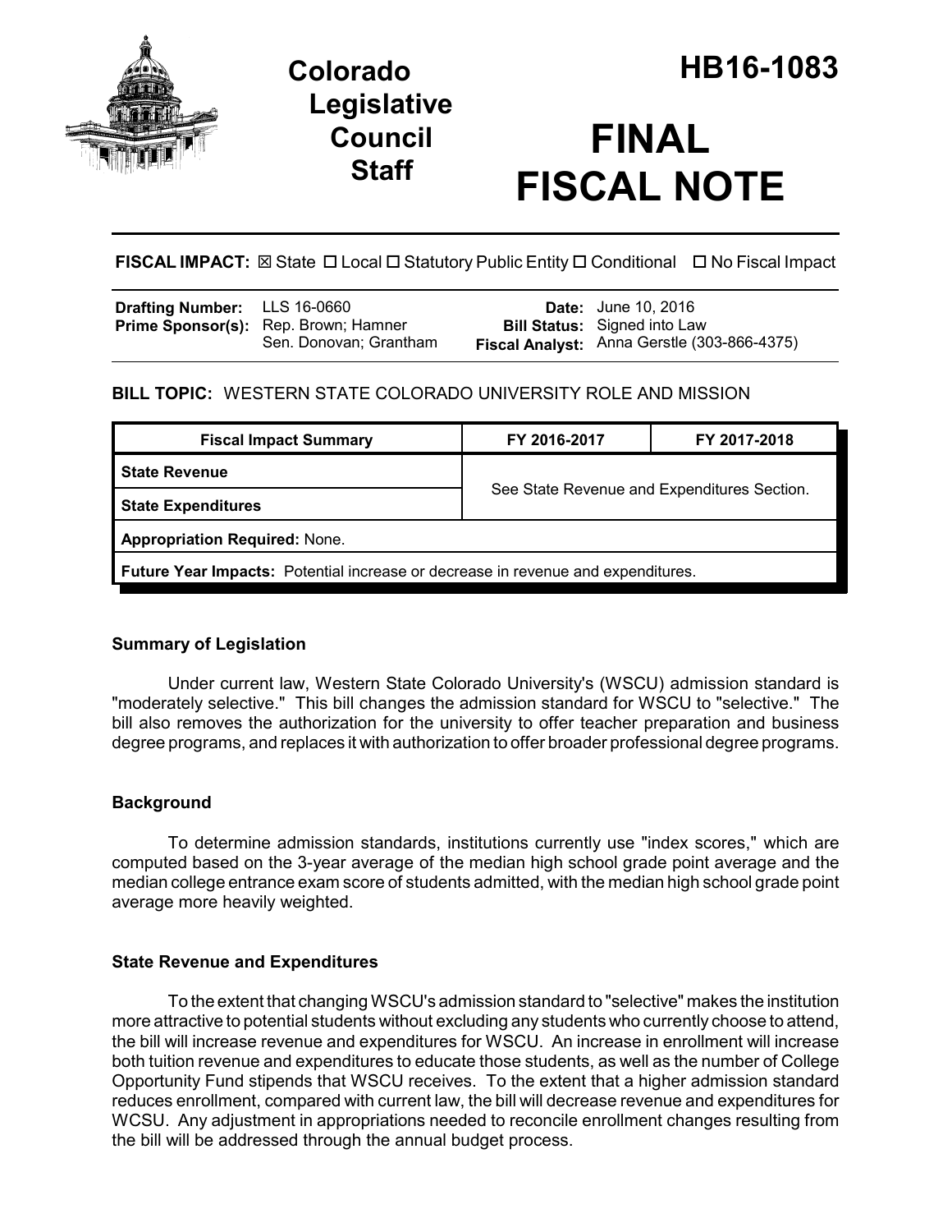# Colorado Legislative Council Staff

# HB16-1083

# FINAL FISCAL NOTE

**FISCAL IMPACT:** ☒ State ☐ Local ☐ Statutory Public Entity ☐ Conditional ☐ No Fiscal Impact

| | | | |
|---|---|---|---|
| **Drafting Number:** | LLS 16-0660 | **Date:** | June 10, 2016 |
| **Prime Sponsor(s):** | Rep. Brown; Hamner<br>Sen. Donovan; Grantham | **Bill Status:** | Signed into Law |
| | | **Fiscal Analyst:** | Anna Gerstle (303-866-4375) |

**BILL TOPIC:** WESTERN STATE COLORADO UNIVERSITY ROLE AND MISSION

| Fiscal Impact Summary | FY 2016-2017 | FY 2017-2018 |
|---|---|---|
| **State Revenue** | See State Revenue and Expenditures Section. | |
| **State Expenditures** | | |
| **Appropriation Required:** None. | | |
| **Future Year Impacts:** Potential increase or decrease in revenue and expenditures. | | |

### Summary of Legislation

Under current law, Western State Colorado University's (WSCU) admission standard is "moderately selective." This bill changes the admission standard for WSCU to "selective." The bill also removes the authorization for the university to offer teacher preparation and business degree programs, and replaces it with authorization to offer broader professional degree programs.

### Background

To determine admission standards, institutions currently use "index scores," which are computed based on the 3-year average of the median high school grade point average and the median college entrance exam score of students admitted, with the median high school grade point average more heavily weighted.

### State Revenue and Expenditures

To the extent that changing WSCU's admission standard to "selective" makes the institution more attractive to potential students without excluding any students who currently choose to attend, the bill will increase revenue and expenditures for WSCU. An increase in enrollment will increase both tuition revenue and expenditures to educate those students, as well as the number of College Opportunity Fund stipends that WSCU receives. To the extent that a higher admission standard reduces enrollment, compared with current law, the bill will decrease revenue and expenditures for WCSU. Any adjustment in appropriations needed to reconcile enrollment changes resulting from the bill will be addressed through the annual budget process.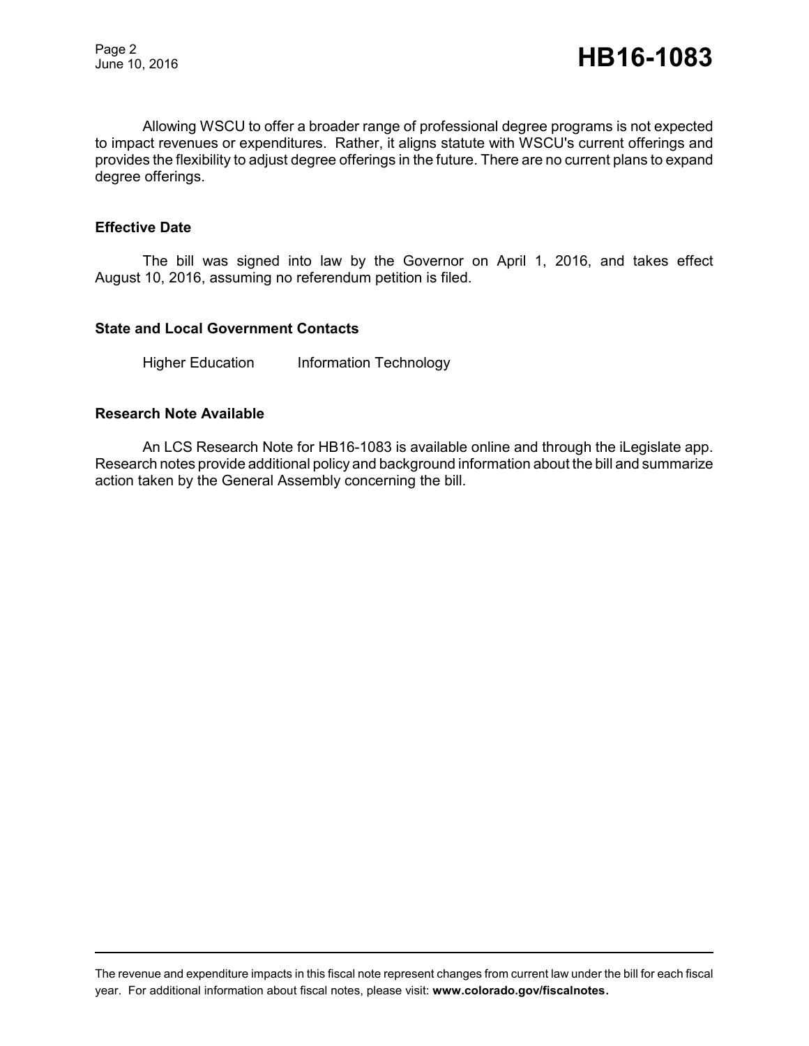Allowing WSCU to offer a broader range of professional degree programs is not expected to impact revenues or expenditures. Rather, it aligns statute with WSCU's current offerings and provides the flexibility to adjust degree offerings in the future. There are no current plans to expand degree offerings.

### Effective Date

The bill was signed into law by the Governor on April 1, 2016, and takes effect August 10, 2016, assuming no referendum petition is filed.

### State and Local Government Contacts

Higher Education    Information Technology

### Research Note Available

An LCS Research Note for HB16-1083 is available online and through the iLegislate app. Research notes provide additional policy and background information about the bill and summarize action taken by the General Assembly concerning the bill.

The revenue and expenditure impacts in this fiscal note represent changes from current law under the bill for each fiscal year. For additional information about fiscal notes, please visit: **www.colorado.gov/fiscalnotes.**